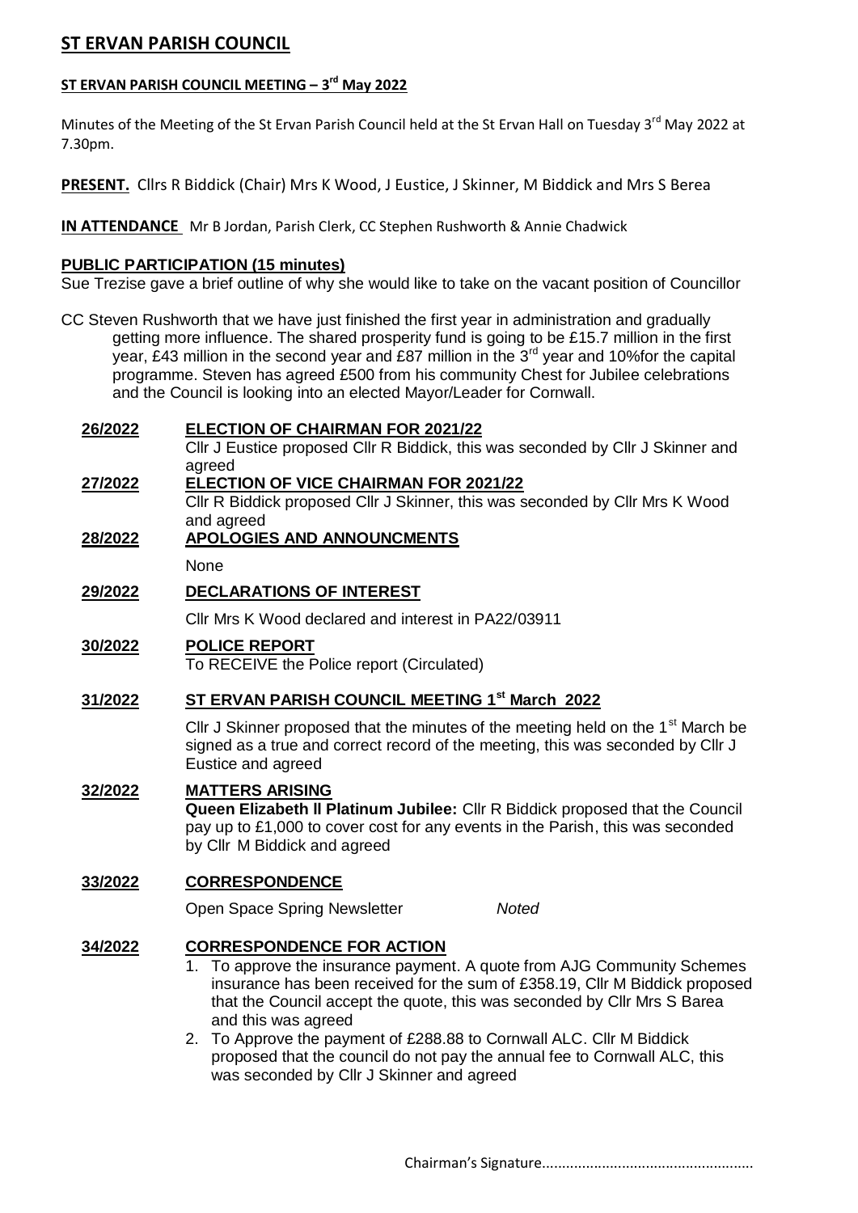# ST ERVAN PARISH COUNCIL

## ST ERVAN PARISH COUNCIL MEETING – 3rd May 2022

Minutes of the Meeting of the St Ervan Parish Council held at the St Ervan Hall on Tuesday 3rd May 2022 at 7.30pm.

**PRESENT.** Cllrs R Biddick (Chair) Mrs K Wood, J Eustice, J Skinner, M Biddick and Mrs S Berea

**IN ATTENDANCE** Mr B Jordan, Parish Clerk, CC Stephen Rushworth & Annie Chadwick

**PUBLIC PARTICIPATION (15 minutes)**

Sue Trezise gave a brief outline of why she would like to take on the vacant position of Councillor

CC Steven Rushworth that we have just finished the first year in administration and gradually getting more influence. The shared prosperity fund is going to be £15.7 million in the first year, £43 million in the second year and £87 million in the 3rd year and 10%for the capital programme. Steven has agreed £500 from his community Chest for Jubilee celebrations and the Council is looking into an elected Mayor/Leader for Cornwall.

**26/2022 ELECTION OF CHAIRMAN FOR 2021/22**

Cllr J Eustice proposed Cllr R Biddick, this was seconded by Cllr J Skinner and agreed

**27/2022 ELECTION OF VICE CHAIRMAN FOR 2021/22**

Cllr R Biddick proposed Cllr J Skinner, this was seconded by Cllr Mrs K Wood and agreed

**28/2022 APOLOGIES AND ANNOUNCMENTS**

None

**29/2022 DECLARATIONS OF INTEREST**

Cllr Mrs K Wood declared and interest in PA22/03911

**30/2022 POLICE REPORT**

To RECEIVE the Police report (Circulated)

**31/2022 ST ERVAN PARISH COUNCIL MEETING 1st March 2022**

Cllr J Skinner proposed that the minutes of the meeting held on the 1st March be signed as a true and correct record of the meeting, this was seconded by Cllr J Eustice and agreed

**32/2022 MATTERS ARISING**

**Queen Elizabeth ll Platinum Jubilee:** Cllr R Biddick proposed that the Council pay up to £1,000 to cover cost for any events in the Parish, this was seconded by Cllr M Biddick and agreed

**33/2022 CORRESPONDENCE**

Open Space Spring Newsletter *Noted*

**34/2022 CORRESPONDENCE FOR ACTION**

1. To approve the insurance payment. A quote from AJG Community Schemes insurance has been received for the sum of £358.19, Cllr M Biddick proposed that the Council accept the quote, this was seconded by Cllr Mrs S Barea and this was agreed
2. To Approve the payment of £288.88 to Cornwall ALC. Cllr M Biddick proposed that the council do not pay the annual fee to Cornwall ALC, this was seconded by Cllr J Skinner and agreed

Chairman's Signature.....................................................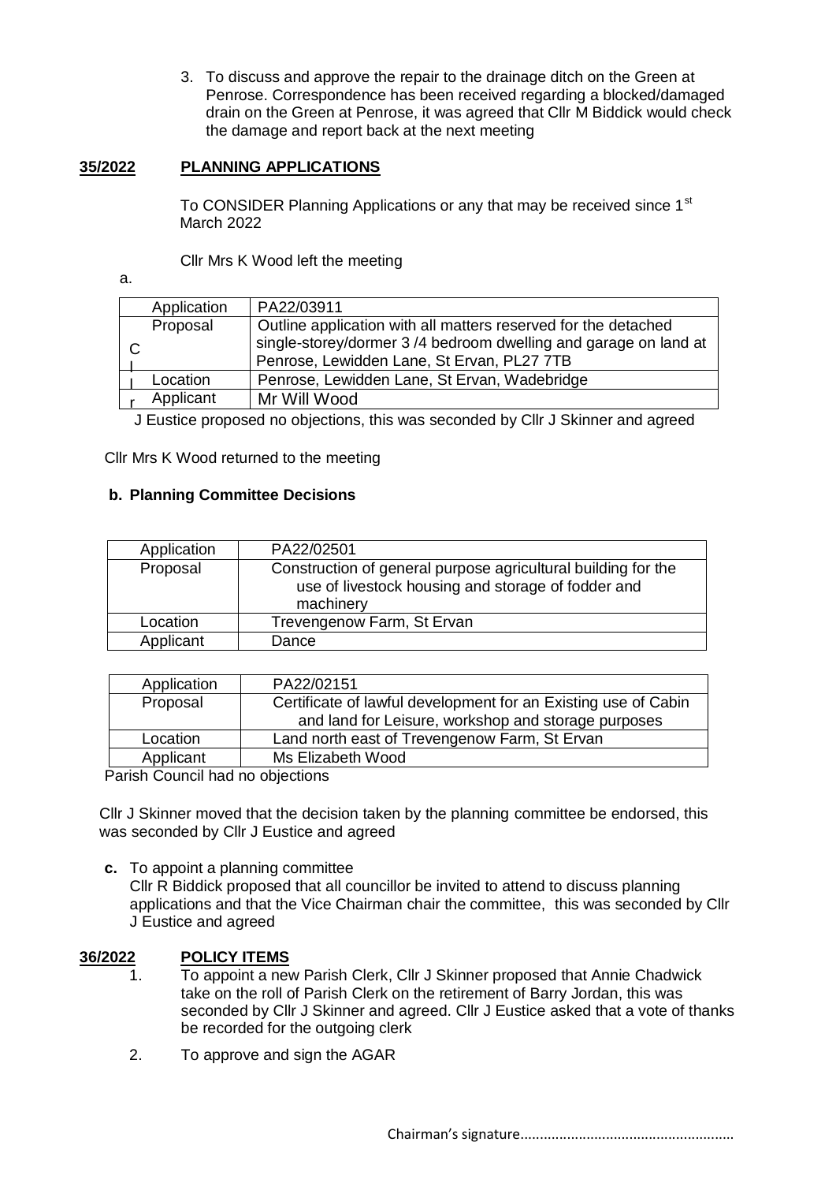3. To discuss and approve the repair to the drainage ditch on the Green at Penrose. Correspondence has been received regarding a blocked/damaged drain on the Green at Penrose, it was agreed that Cllr M Biddick would check the damage and report back at the next meeting

**35/2022 PLANNING APPLICATIONS**

To CONSIDER Planning Applications or any that may be received since 1st March 2022

Cllr Mrs K Wood left the meeting

a.

| Application | PA22/03911 |
|---|---|
| Proposal | Outline application with all matters reserved for the detached single-storey/dormer 3 /4 bedroom dwelling and garage on land at Penrose, Lewidden Lane, St Ervan, PL27 7TB |
| Location | Penrose, Lewidden Lane, St Ervan, Wadebridge |
| Applicant | Mr Will Wood |

Cllr J Eustice proposed no objections, this was seconded by Cllr J Skinner and agreed

Cllr Mrs K Wood returned to the meeting

**b. Planning Committee Decisions**

| Application | PA22/02501 |
|---|---|
| Proposal | Construction of general purpose agricultural building for the use of livestock housing and storage of fodder and machinery |
| Location | Trevengenow Farm, St Ervan |
| Applicant | Dance |

| Application | PA22/02151 |
|---|---|
| Proposal | Certificate of lawful development for an Existing use of Cabin and land for Leisure, workshop and storage purposes |
| Location | Land north east of Trevengenow Farm, St Ervan |
| Applicant | Ms Elizabeth Wood |

Parish Council had no objections

Cllr J Skinner moved that the decision taken by the planning committee be endorsed, this was seconded by Cllr J Eustice and agreed

**c.** To appoint a planning committee
Cllr R Biddick proposed that all councillor be invited to attend to discuss planning applications and that the Vice Chairman chair the committee, this was seconded by Cllr J Eustice and agreed

**36/2022 POLICY ITEMS**

1. To appoint a new Parish Clerk, Cllr J Skinner proposed that Annie Chadwick take on the roll of Parish Clerk on the retirement of Barry Jordan, this was seconded by Cllr J Skinner and agreed. Cllr J Eustice asked that a vote of thanks be recorded for the outgoing clerk
2. To approve and sign the AGAR

Chairman's signature......................................................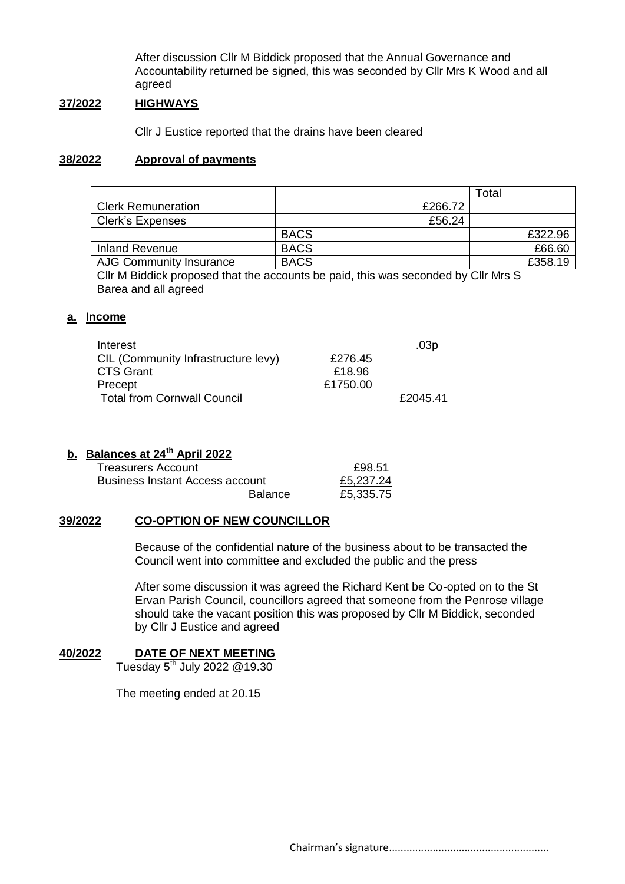After discussion Cllr M Biddick proposed that the Annual Governance and Accountability returned be signed, this was seconded by Cllr Mrs K Wood and all agreed

**37/2022 HIGHWAYS**

Cllr J Eustice reported that the drains have been cleared

**38/2022 Approval of payments**

| | | | Total |
|---|---|---|---|
| Clerk Remuneration | | £266.72 | |
| Clerk's Expenses | | £56.24 | |
| | BACS | | £322.96 |
| Inland Revenue | BACS | | £66.60 |
| AJG Community Insurance | BACS | | £358.19 |

Cllr M Biddick proposed that the accounts be paid, this was seconded by Cllr Mrs S Barea and all agreed

**a. Income**

| | | |
|---|---|---|
| Interest | | .03p |
| CIL (Community Infrastructure levy) | £276.45 | |
| CTS Grant | £18.96 | |
| Precept | £1750.00 | |
| Total from Cornwall Council | | £2045.41 |

**b. Balances at 24th April 2022**

| | |
|---|---|
| Treasurers Account | £98.51 |
| Business Instant Access account | £5,237.24 |
| Balance | £5,335.75 |

**39/2022 CO-OPTION OF NEW COUNCILLOR**

Because of the confidential nature of the business about to be transacted the Council went into committee and excluded the public and the press

After some discussion it was agreed the Richard Kent be Co-opted on to the St Ervan Parish Council, councillors agreed that someone from the Penrose village should take the vacant position this was proposed by Cllr M Biddick, seconded by Cllr J Eustice and agreed

**40/2022 DATE OF NEXT MEETING**

Tuesday 5th July 2022 @19.30

The meeting ended at 20.15

Chairman's signature......................................................